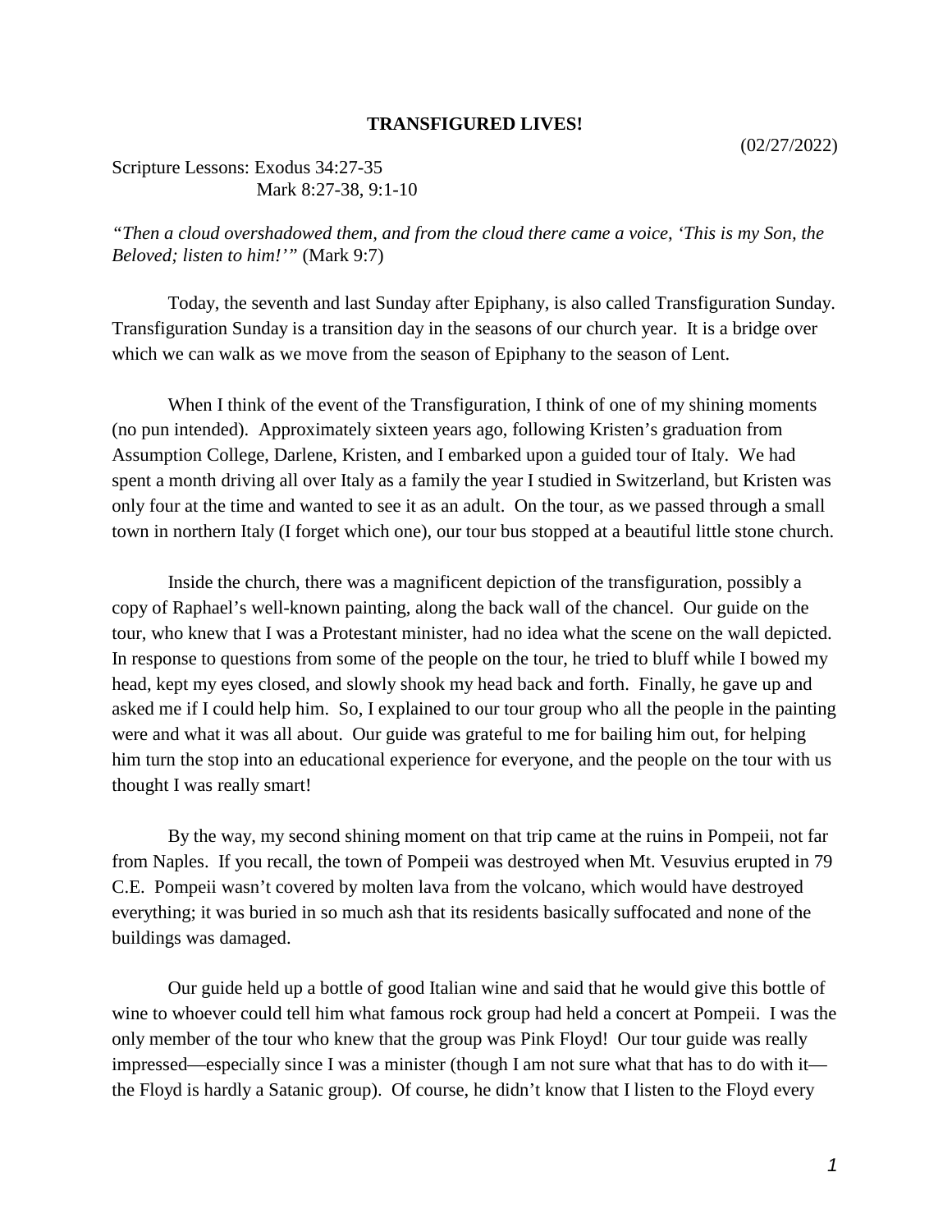# TRANSFIGURED LIVES!

(02/27/2022)

Scripture Lessons: Exodus 34:27-35
Mark 8:27-38, 9:1-10

*"Then a cloud overshadowed them, and from the cloud there came a voice, 'This is my Son, the Beloved; listen to him!'"* (Mark 9:7)

Today, the seventh and last Sunday after Epiphany, is also called Transfiguration Sunday. Transfiguration Sunday is a transition day in the seasons of our church year. It is a bridge over which we can walk as we move from the season of Epiphany to the season of Lent.

When I think of the event of the Transfiguration, I think of one of my shining moments (no pun intended). Approximately sixteen years ago, following Kristen's graduation from Assumption College, Darlene, Kristen, and I embarked upon a guided tour of Italy. We had spent a month driving all over Italy as a family the year I studied in Switzerland, but Kristen was only four at the time and wanted to see it as an adult. On the tour, as we passed through a small town in northern Italy (I forget which one), our tour bus stopped at a beautiful little stone church.

Inside the church, there was a magnificent depiction of the transfiguration, possibly a copy of Raphael's well-known painting, along the back wall of the chancel. Our guide on the tour, who knew that I was a Protestant minister, had no idea what the scene on the wall depicted. In response to questions from some of the people on the tour, he tried to bluff while I bowed my head, kept my eyes closed, and slowly shook my head back and forth. Finally, he gave up and asked me if I could help him. So, I explained to our tour group who all the people in the painting were and what it was all about. Our guide was grateful to me for bailing him out, for helping him turn the stop into an educational experience for everyone, and the people on the tour with us thought I was really smart!

By the way, my second shining moment on that trip came at the ruins in Pompeii, not far from Naples. If you recall, the town of Pompeii was destroyed when Mt. Vesuvius erupted in 79 C.E. Pompeii wasn't covered by molten lava from the volcano, which would have destroyed everything; it was buried in so much ash that its residents basically suffocated and none of the buildings was damaged.

Our guide held up a bottle of good Italian wine and said that he would give this bottle of wine to whoever could tell him what famous rock group had held a concert at Pompeii. I was the only member of the tour who knew that the group was Pink Floyd! Our tour guide was really impressed—especially since I was a minister (though I am not sure what that has to do with it—the Floyd is hardly a Satanic group). Of course, he didn't know that I listen to the Floyd every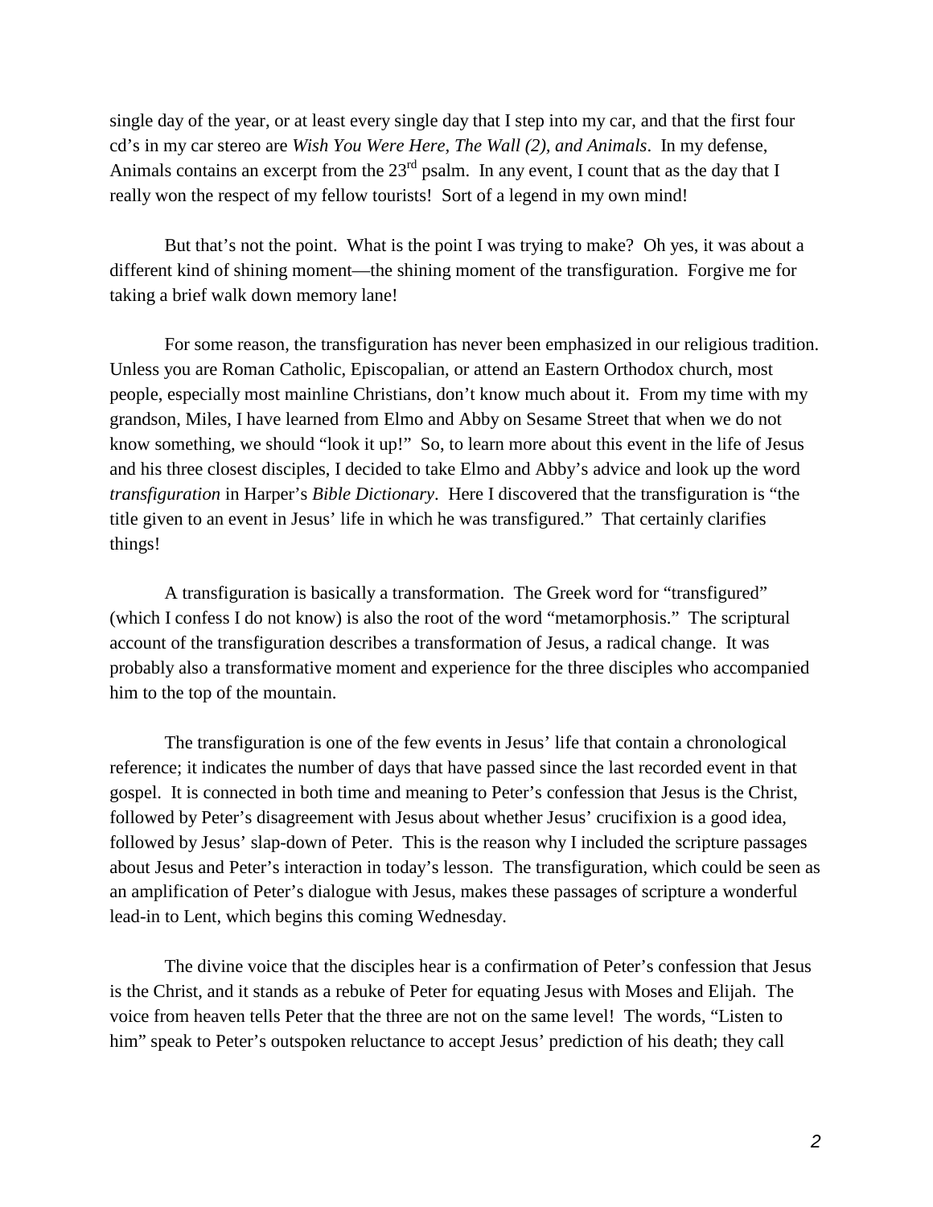single day of the year, or at least every single day that I step into my car, and that the first four cd's in my car stereo are *Wish You Were Here, The Wall (2), and Animals*. In my defense, Animals contains an excerpt from the 23rd psalm. In any event, I count that as the day that I really won the respect of my fellow tourists! Sort of a legend in my own mind!

But that's not the point. What is the point I was trying to make? Oh yes, it was about a different kind of shining moment—the shining moment of the transfiguration. Forgive me for taking a brief walk down memory lane!

For some reason, the transfiguration has never been emphasized in our religious tradition. Unless you are Roman Catholic, Episcopalian, or attend an Eastern Orthodox church, most people, especially most mainline Christians, don't know much about it. From my time with my grandson, Miles, I have learned from Elmo and Abby on Sesame Street that when we do not know something, we should "look it up!" So, to learn more about this event in the life of Jesus and his three closest disciples, I decided to take Elmo and Abby's advice and look up the word *transfiguration* in Harper's *Bible Dictionary*. Here I discovered that the transfiguration is "the title given to an event in Jesus' life in which he was transfigured." That certainly clarifies things!

A transfiguration is basically a transformation. The Greek word for "transfigured" (which I confess I do not know) is also the root of the word "metamorphosis." The scriptural account of the transfiguration describes a transformation of Jesus, a radical change. It was probably also a transformative moment and experience for the three disciples who accompanied him to the top of the mountain.

The transfiguration is one of the few events in Jesus' life that contain a chronological reference; it indicates the number of days that have passed since the last recorded event in that gospel. It is connected in both time and meaning to Peter's confession that Jesus is the Christ, followed by Peter's disagreement with Jesus about whether Jesus' crucifixion is a good idea, followed by Jesus' slap-down of Peter. This is the reason why I included the scripture passages about Jesus and Peter's interaction in today's lesson. The transfiguration, which could be seen as an amplification of Peter's dialogue with Jesus, makes these passages of scripture a wonderful lead-in to Lent, which begins this coming Wednesday.

The divine voice that the disciples hear is a confirmation of Peter's confession that Jesus is the Christ, and it stands as a rebuke of Peter for equating Jesus with Moses and Elijah. The voice from heaven tells Peter that the three are not on the same level! The words, "Listen to him" speak to Peter's outspoken reluctance to accept Jesus' prediction of his death; they call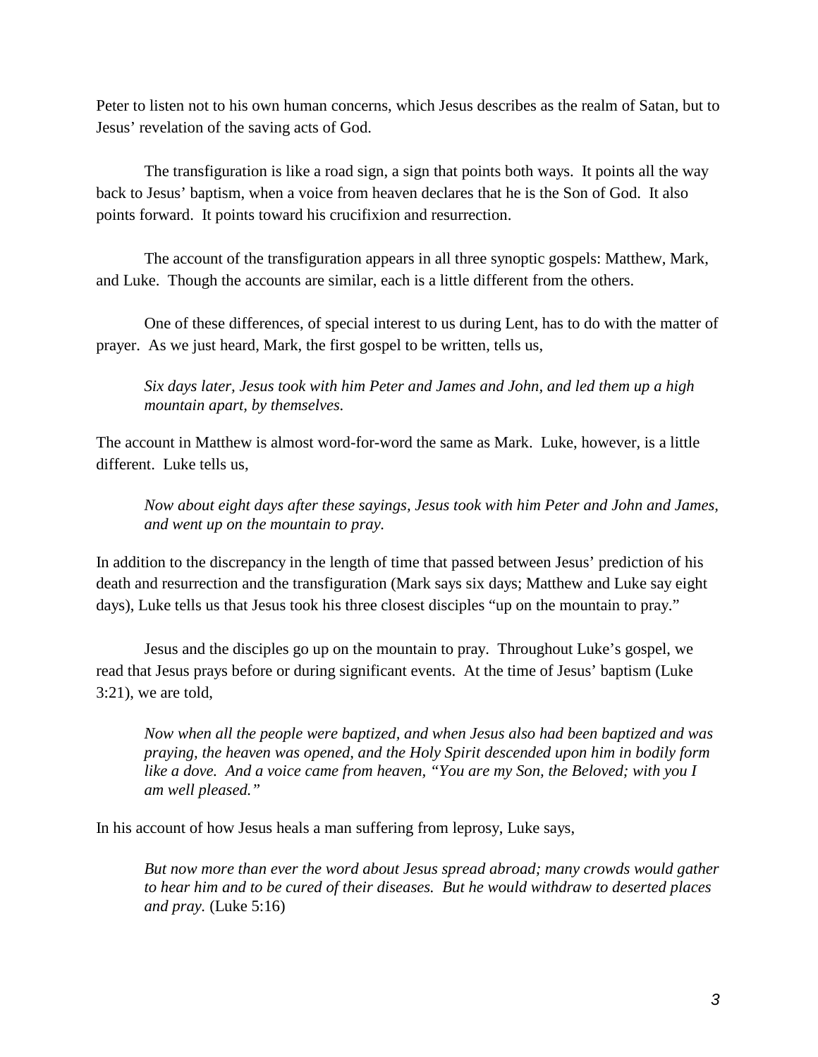Peter to listen not to his own human concerns, which Jesus describes as the realm of Satan, but to Jesus' revelation of the saving acts of God.

The transfiguration is like a road sign, a sign that points both ways. It points all the way back to Jesus' baptism, when a voice from heaven declares that he is the Son of God. It also points forward. It points toward his crucifixion and resurrection.

The account of the transfiguration appears in all three synoptic gospels: Matthew, Mark, and Luke. Though the accounts are similar, each is a little different from the others.

One of these differences, of special interest to us during Lent, has to do with the matter of prayer. As we just heard, Mark, the first gospel to be written, tells us,

> *Six days later, Jesus took with him Peter and James and John, and led them up a high mountain apart, by themselves.*

The account in Matthew is almost word-for-word the same as Mark. Luke, however, is a little different. Luke tells us,

> *Now about eight days after these sayings, Jesus took with him Peter and John and James, and went up on the mountain to pray.*

In addition to the discrepancy in the length of time that passed between Jesus' prediction of his death and resurrection and the transfiguration (Mark says six days; Matthew and Luke say eight days), Luke tells us that Jesus took his three closest disciples "up on the mountain to pray."

Jesus and the disciples go up on the mountain to pray. Throughout Luke's gospel, we read that Jesus prays before or during significant events. At the time of Jesus' baptism (Luke 3:21), we are told,

> *Now when all the people were baptized, and when Jesus also had been baptized and was praying, the heaven was opened, and the Holy Spirit descended upon him in bodily form like a dove. And a voice came from heaven, "You are my Son, the Beloved; with you I am well pleased."*

In his account of how Jesus heals a man suffering from leprosy, Luke says,

> *But now more than ever the word about Jesus spread abroad; many crowds would gather to hear him and to be cured of their diseases. But he would withdraw to deserted places and pray.* (Luke 5:16)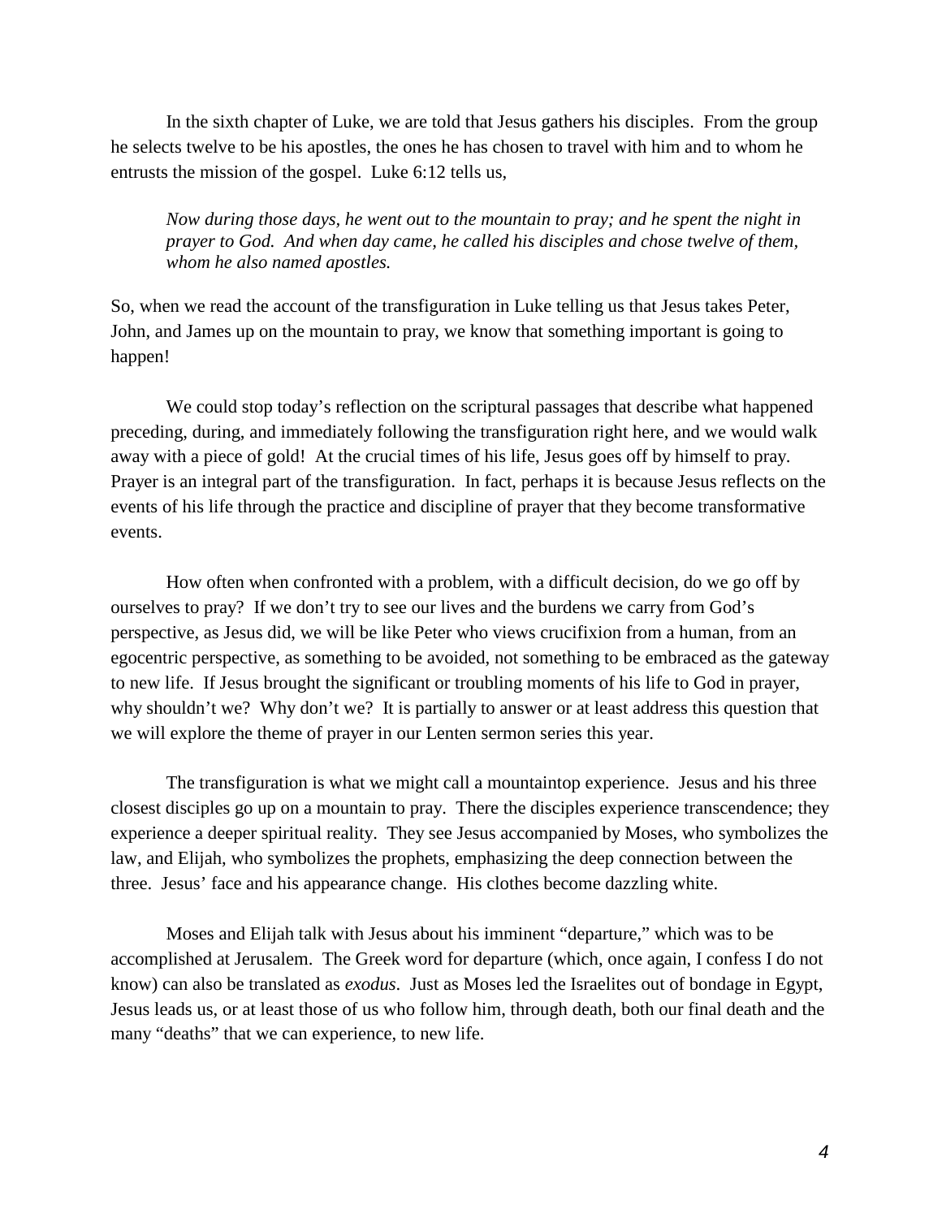In the sixth chapter of Luke, we are told that Jesus gathers his disciples. From the group he selects twelve to be his apostles, the ones he has chosen to travel with him and to whom he entrusts the mission of the gospel. Luke 6:12 tells us,

> *Now during those days, he went out to the mountain to pray; and he spent the night in prayer to God. And when day came, he called his disciples and chose twelve of them, whom he also named apostles.*

So, when we read the account of the transfiguration in Luke telling us that Jesus takes Peter, John, and James up on the mountain to pray, we know that something important is going to happen!

We could stop today's reflection on the scriptural passages that describe what happened preceding, during, and immediately following the transfiguration right here, and we would walk away with a piece of gold! At the crucial times of his life, Jesus goes off by himself to pray. Prayer is an integral part of the transfiguration. In fact, perhaps it is because Jesus reflects on the events of his life through the practice and discipline of prayer that they become transformative events.

How often when confronted with a problem, with a difficult decision, do we go off by ourselves to pray? If we don't try to see our lives and the burdens we carry from God's perspective, as Jesus did, we will be like Peter who views crucifixion from a human, from an egocentric perspective, as something to be avoided, not something to be embraced as the gateway to new life. If Jesus brought the significant or troubling moments of his life to God in prayer, why shouldn't we? Why don't we? It is partially to answer or at least address this question that we will explore the theme of prayer in our Lenten sermon series this year.

The transfiguration is what we might call a mountaintop experience. Jesus and his three closest disciples go up on a mountain to pray. There the disciples experience transcendence; they experience a deeper spiritual reality. They see Jesus accompanied by Moses, who symbolizes the law, and Elijah, who symbolizes the prophets, emphasizing the deep connection between the three. Jesus' face and his appearance change. His clothes become dazzling white.

Moses and Elijah talk with Jesus about his imminent "departure," which was to be accomplished at Jerusalem. The Greek word for departure (which, once again, I confess I do not know) can also be translated as *exodus*. Just as Moses led the Israelites out of bondage in Egypt, Jesus leads us, or at least those of us who follow him, through death, both our final death and the many "deaths" that we can experience, to new life.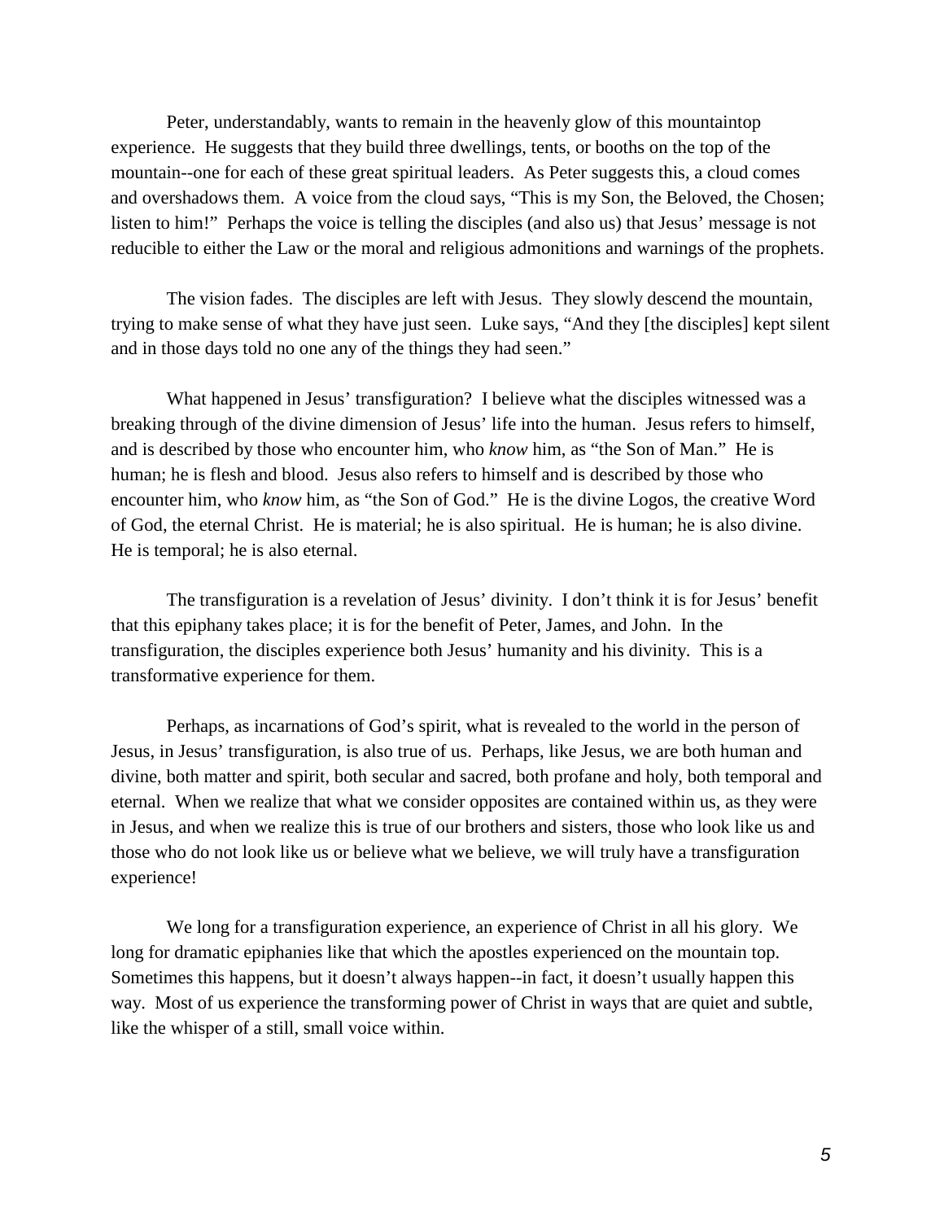Peter, understandably, wants to remain in the heavenly glow of this mountaintop experience. He suggests that they build three dwellings, tents, or booths on the top of the mountain--one for each of these great spiritual leaders. As Peter suggests this, a cloud comes and overshadows them. A voice from the cloud says, “This is my Son, the Beloved, the Chosen; listen to him!” Perhaps the voice is telling the disciples (and also us) that Jesus’ message is not reducible to either the Law or the moral and religious admonitions and warnings of the prophets.

The vision fades. The disciples are left with Jesus. They slowly descend the mountain, trying to make sense of what they have just seen. Luke says, “And they [the disciples] kept silent and in those days told no one any of the things they had seen.”

What happened in Jesus’ transfiguration? I believe what the disciples witnessed was a breaking through of the divine dimension of Jesus’ life into the human. Jesus refers to himself, and is described by those who encounter him, who *know* him, as “the Son of Man.” He is human; he is flesh and blood. Jesus also refers to himself and is described by those who encounter him, who *know* him, as “the Son of God.” He is the divine Logos, the creative Word of God, the eternal Christ. He is material; he is also spiritual. He is human; he is also divine. He is temporal; he is also eternal.

The transfiguration is a revelation of Jesus’ divinity. I don’t think it is for Jesus’ benefit that this epiphany takes place; it is for the benefit of Peter, James, and John. In the transfiguration, the disciples experience both Jesus’ humanity and his divinity. This is a transformative experience for them.

Perhaps, as incarnations of God’s spirit, what is revealed to the world in the person of Jesus, in Jesus’ transfiguration, is also true of us. Perhaps, like Jesus, we are both human and divine, both matter and spirit, both secular and sacred, both profane and holy, both temporal and eternal. When we realize that what we consider opposites are contained within us, as they were in Jesus, and when we realize this is true of our brothers and sisters, those who look like us and those who do not look like us or believe what we believe, we will truly have a transfiguration experience!

We long for a transfiguration experience, an experience of Christ in all his glory. We long for dramatic epiphanies like that which the apostles experienced on the mountain top. Sometimes this happens, but it doesn’t always happen--in fact, it doesn’t usually happen this way. Most of us experience the transforming power of Christ in ways that are quiet and subtle, like the whisper of a still, small voice within.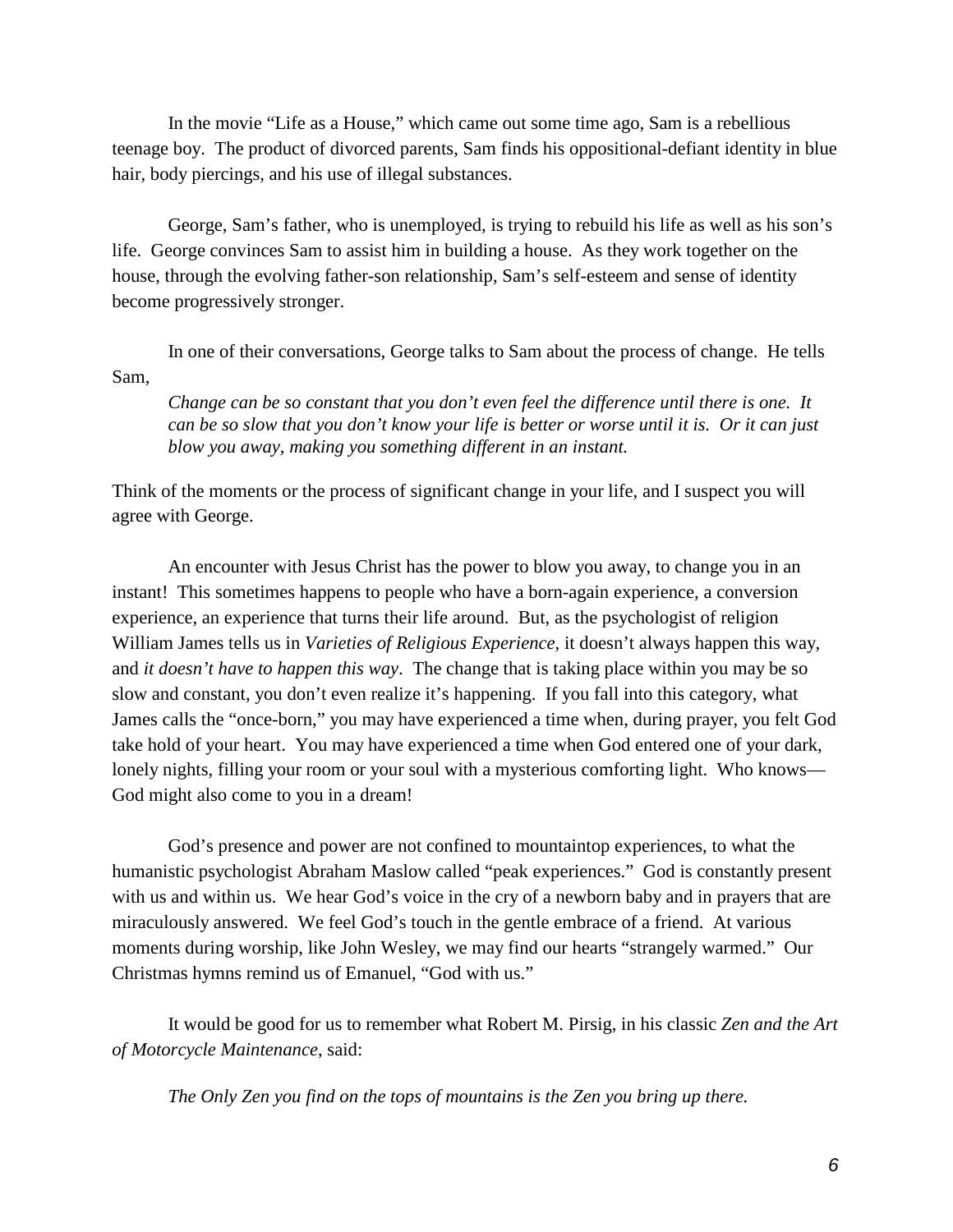In the movie "Life as a House," which came out some time ago, Sam is a rebellious teenage boy. The product of divorced parents, Sam finds his oppositional-defiant identity in blue hair, body piercings, and his use of illegal substances.

George, Sam's father, who is unemployed, is trying to rebuild his life as well as his son's life. George convinces Sam to assist him in building a house. As they work together on the house, through the evolving father-son relationship, Sam's self-esteem and sense of identity become progressively stronger.

In one of their conversations, George talks to Sam about the process of change. He tells Sam,

> *Change can be so constant that you don't even feel the difference until there is one. It can be so slow that you don't know your life is better or worse until it is. Or it can just blow you away, making you something different in an instant.*

Think of the moments or the process of significant change in your life, and I suspect you will agree with George.

An encounter with Jesus Christ has the power to blow you away, to change you in an instant! This sometimes happens to people who have a born-again experience, a conversion experience, an experience that turns their life around. But, as the psychologist of religion William James tells us in *Varieties of Religious Experience*, it doesn't always happen this way, and *it doesn't have to happen this way*. The change that is taking place within you may be so slow and constant, you don't even realize it's happening. If you fall into this category, what James calls the "once-born," you may have experienced a time when, during prayer, you felt God take hold of your heart. You may have experienced a time when God entered one of your dark, lonely nights, filling your room or your soul with a mysterious comforting light. Who knows—God might also come to you in a dream!

God's presence and power are not confined to mountaintop experiences, to what the humanistic psychologist Abraham Maslow called "peak experiences." God is constantly present with us and within us. We hear God's voice in the cry of a newborn baby and in prayers that are miraculously answered. We feel God's touch in the gentle embrace of a friend. At various moments during worship, like John Wesley, we may find our hearts "strangely warmed." Our Christmas hymns remind us of Emanuel, "God with us."

It would be good for us to remember what Robert M. Pirsig, in his classic *Zen and the Art of Motorcycle Maintenance*, said:

> *The Only Zen you find on the tops of mountains is the Zen you bring up there.*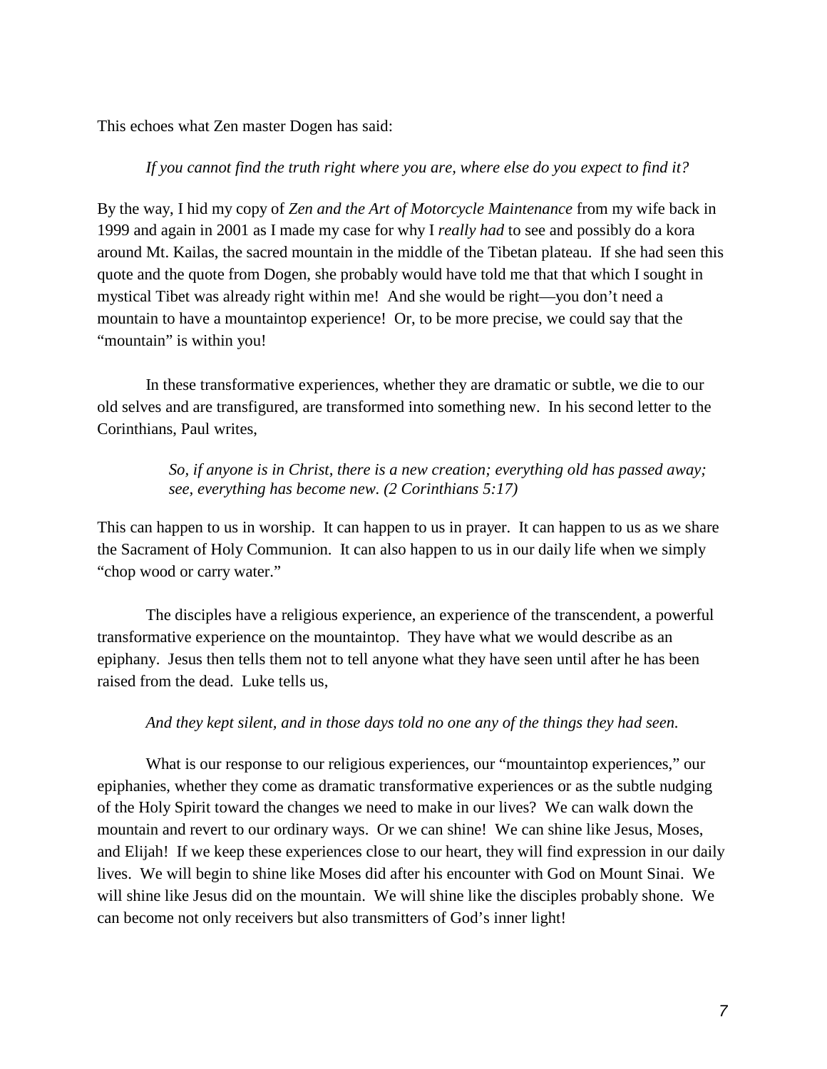This echoes what Zen master Dogen has said:

*If you cannot find the truth right where you are, where else do you expect to find it?*

By the way, I hid my copy of *Zen and the Art of Motorcycle Maintenance* from my wife back in 1999 and again in 2001 as I made my case for why I *really had* to see and possibly do a kora around Mt. Kailas, the sacred mountain in the middle of the Tibetan plateau. If she had seen this quote and the quote from Dogen, she probably would have told me that that which I sought in mystical Tibet was already right within me! And she would be right—you don't need a mountain to have a mountaintop experience! Or, to be more precise, we could say that the "mountain" is within you!

In these transformative experiences, whether they are dramatic or subtle, we die to our old selves and are transfigured, are transformed into something new. In his second letter to the Corinthians, Paul writes,

> *So, if anyone is in Christ, there is a new creation; everything old has passed away; see, everything has become new. (2 Corinthians 5:17)*

This can happen to us in worship. It can happen to us in prayer. It can happen to us as we share the Sacrament of Holy Communion. It can also happen to us in our daily life when we simply "chop wood or carry water."

The disciples have a religious experience, an experience of the transcendent, a powerful transformative experience on the mountaintop. They have what we would describe as an epiphany. Jesus then tells them not to tell anyone what they have seen until after he has been raised from the dead. Luke tells us,

*And they kept silent, and in those days told no one any of the things they had seen.*

What is our response to our religious experiences, our "mountaintop experiences," our epiphanies, whether they come as dramatic transformative experiences or as the subtle nudging of the Holy Spirit toward the changes we need to make in our lives? We can walk down the mountain and revert to our ordinary ways. Or we can shine! We can shine like Jesus, Moses, and Elijah! If we keep these experiences close to our heart, they will find expression in our daily lives. We will begin to shine like Moses did after his encounter with God on Mount Sinai. We will shine like Jesus did on the mountain. We will shine like the disciples probably shone. We can become not only receivers but also transmitters of God's inner light!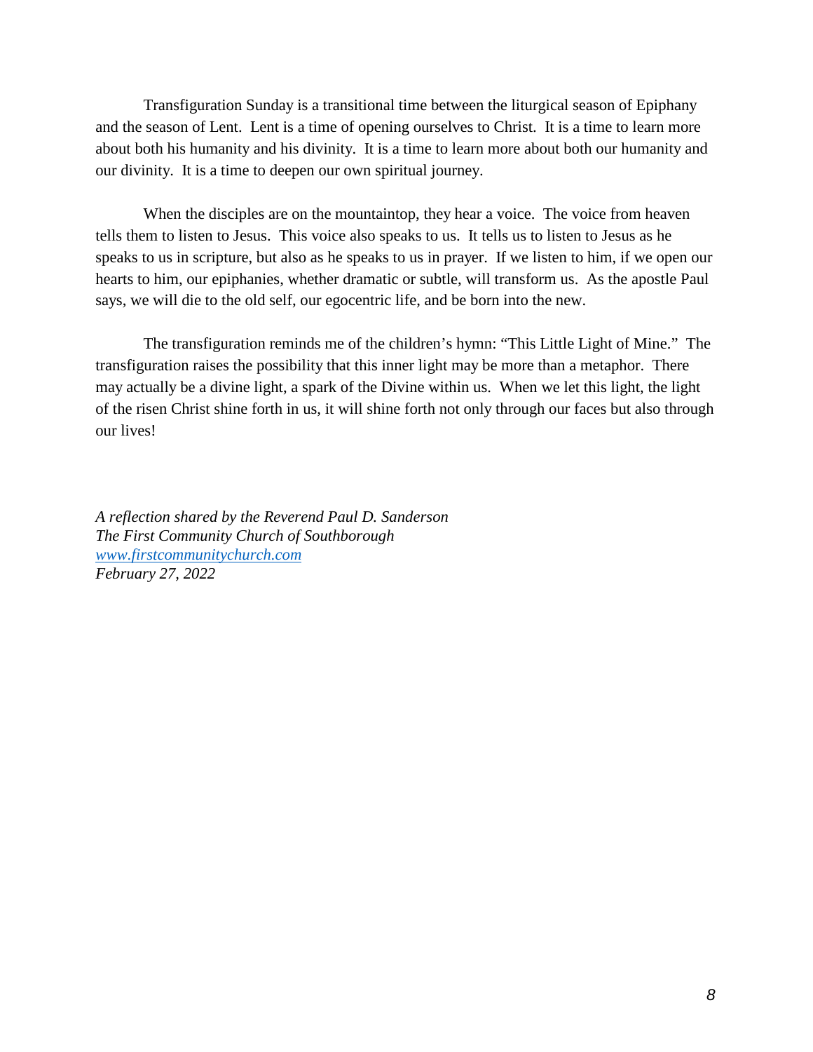Transfiguration Sunday is a transitional time between the liturgical season of Epiphany and the season of Lent. Lent is a time of opening ourselves to Christ. It is a time to learn more about both his humanity and his divinity. It is a time to learn more about both our humanity and our divinity. It is a time to deepen our own spiritual journey.

When the disciples are on the mountaintop, they hear a voice. The voice from heaven tells them to listen to Jesus. This voice also speaks to us. It tells us to listen to Jesus as he speaks to us in scripture, but also as he speaks to us in prayer. If we listen to him, if we open our hearts to him, our epiphanies, whether dramatic or subtle, will transform us. As the apostle Paul says, we will die to the old self, our egocentric life, and be born into the new.

The transfiguration reminds me of the children's hymn: "This Little Light of Mine." The transfiguration raises the possibility that this inner light may be more than a metaphor. There may actually be a divine light, a spark of the Divine within us. When we let this light, the light of the risen Christ shine forth in us, it will shine forth not only through our faces but also through our lives!

*A reflection shared by the Reverend Paul D. Sanderson*
*The First Community Church of Southborough*
*[www.firstcommunitychurch.com](www.firstcommunitychurch.com)*
*February 27, 2022*